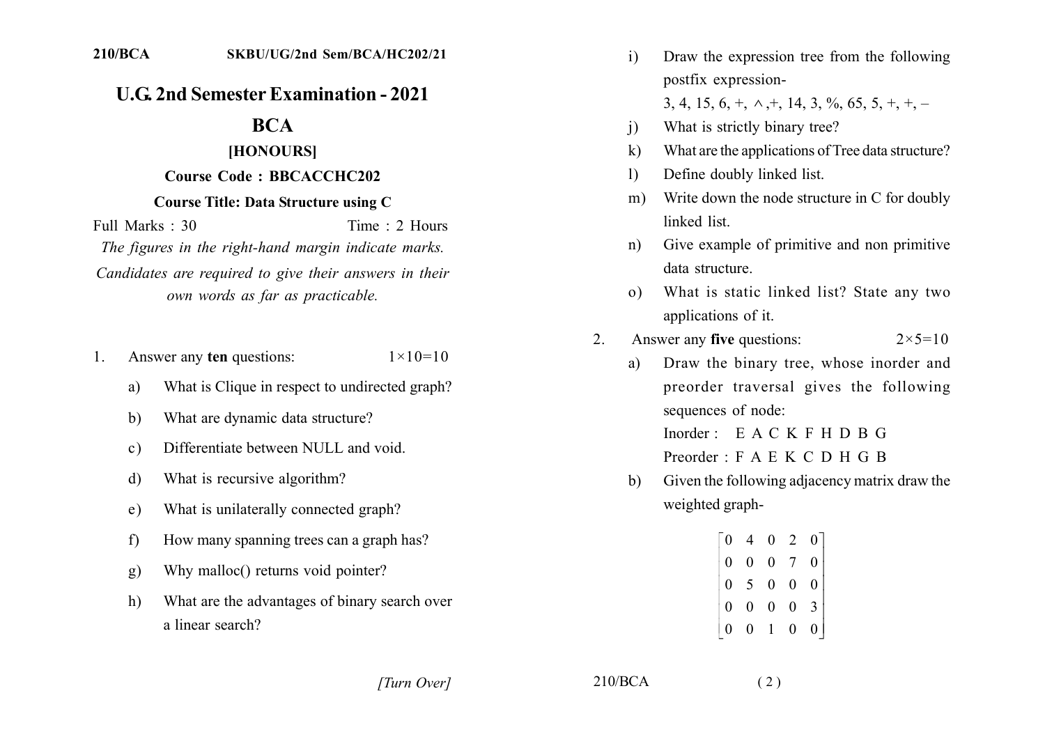# U.G. 2nd Semester Examination - 2021

## BCA

### [HONOURS]

**Course Code : BBCACCHC202**

**Course Title: Data Structure using C**

Full Marks : 30 Time : 2 Hours

*The figures in the right-hand margin indicate marks.*

*Candidates are required to give their answers in their own words as far as practicable.*

1. Answer any **ten** questions: $1\times10=10$

   a) What is Clique in respect to undirected graph?

   b) What are dynamic data structure?

   c) Differentiate between NULL and void.

   d) What is recursive algorithm?

   e) What is unilaterally connected graph?

   f) How many spanning trees can a graph has?

   g) Why malloc() returns void pointer?

   h) What are the advantages of binary search over a linear search?

   i) Draw the expression tree from the following postfix expression-

   3, 4, 15, 6, +, $\wedge$ ,+, 14, 3, %, 65, 5, +, +, –

   j) What is strictly binary tree?

   k) What are the applications of Tree data structure?

   l) Define doubly linked list.

   m) Write down the node structure in C for doubly linked list.

   n) Give example of primitive and non primitive data structure.

   o) What is static linked list? State any two applications of it.

2. Answer any **five** questions: $2\times5=10$

   a) Draw the binary tree, whose inorder and preorder traversal gives the following sequences of node:

   Inorder : E A C K F H D B G

   Preorder : F A E K C D H G B

   b) Given the following adjacency matrix draw the weighted graph-

$$\begin{bmatrix} 0 & 4 & 0 & 2 & 0 \\ 0 & 0 & 0 & 7 & 0 \\ 0 & 5 & 0 & 0 & 0 \\ 0 & 0 & 0 & 0 & 3 \\ 0 & 0 & 1 & 0 & 0 \end{bmatrix}$$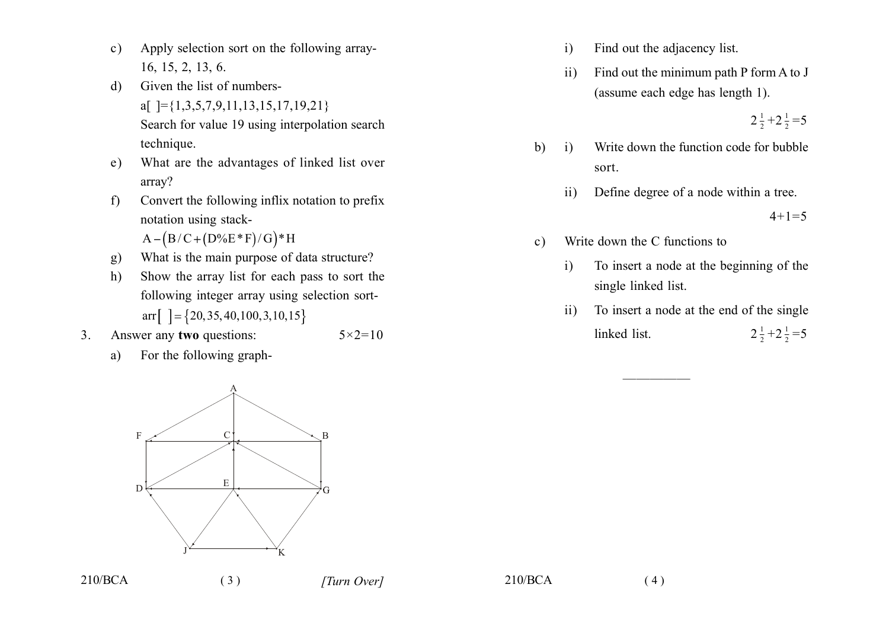c) Apply selection sort on the following array- 16, 15, 2, 13, 6.

d) Given the list of numbers-
a[ ]={1,3,5,7,9,11,13,15,17,19,21}
Search for value 19 using interpolation search technique.

e) What are the advantages of linked list over array?

f) Convert the following inflix notation to prefix notation using stack-
$A-(B/C+(D\%E*F)/G)*H$

g) What is the main purpose of data structure?

h) Show the array list for each pass to sort the following integer array using selection sort-
$arr[\ ]=\{20,35,40,100,3,10,15\}$

3. Answer any **two** questions: 5×2=10

a) For the following graph-

A
F
C
B
D
E
G
J
K

i) Find out the adjacency list.

ii) Find out the minimum path P form A to J (assume each edge has length 1).

$2\frac{1}{2}+2\frac{1}{2}=5$

b) i) Write down the function code for bubble sort.

ii) Define degree of a node within a tree.

4+1=5

c) Write down the C functions to

i) To insert a node at the beginning of the single linked list.

ii) To insert a node at the end of the single linked list. $2\frac{1}{2}+2\frac{1}{2}=5$

---